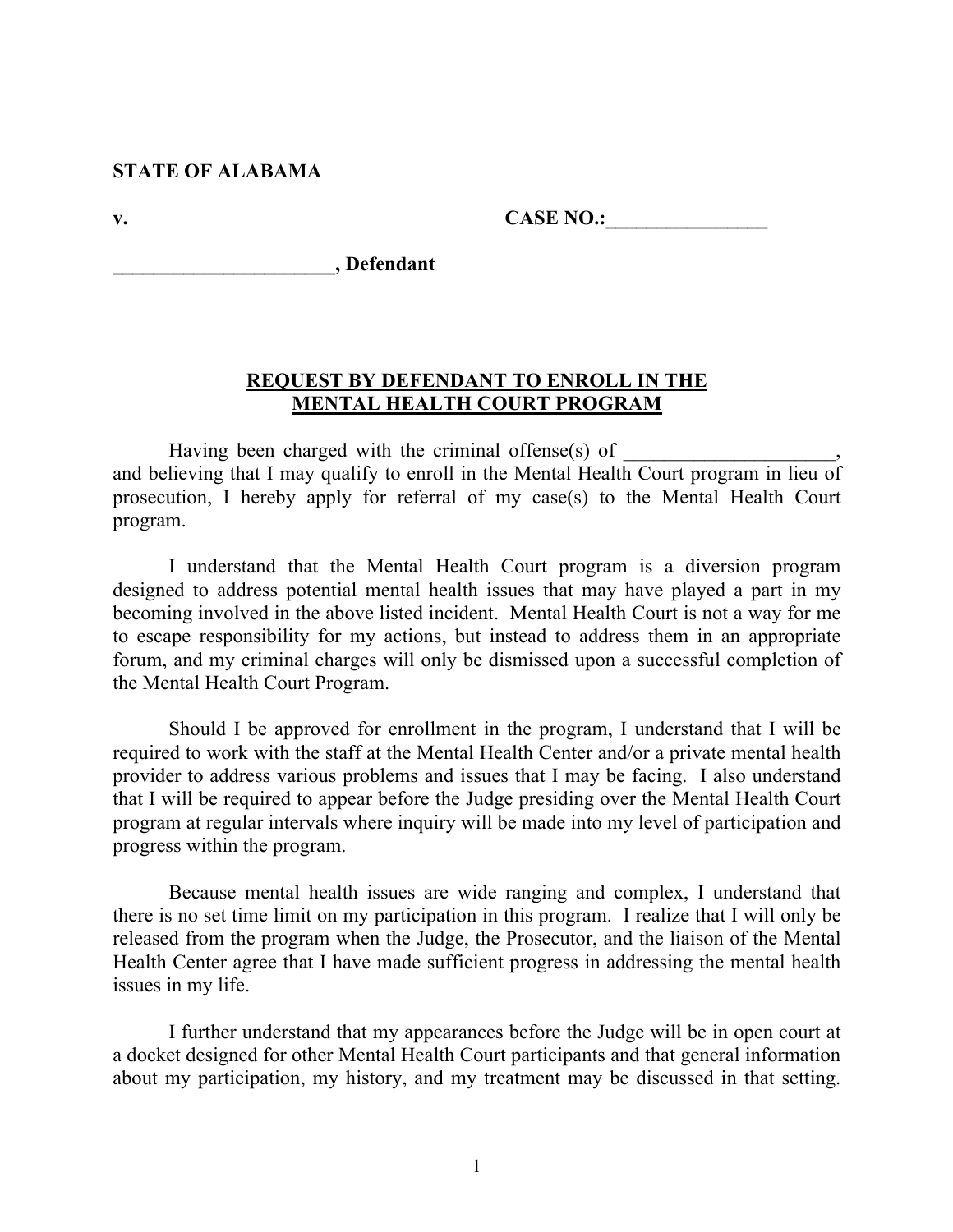**STATE OF ALABAMA**

**v.** **CASE NO.:________________**

**______________________, Defendant**

**REQUEST BY DEFENDANT TO ENROLL IN THE MENTAL HEALTH COURT PROGRAM**

Having been charged with the criminal offense(s) of _____________________, and believing that I may qualify to enroll in the Mental Health Court program in lieu of prosecution, I hereby apply for referral of my case(s) to the Mental Health Court program.

I understand that the Mental Health Court program is a diversion program designed to address potential mental health issues that may have played a part in my becoming involved in the above listed incident. Mental Health Court is not a way for me to escape responsibility for my actions, but instead to address them in an appropriate forum, and my criminal charges will only be dismissed upon a successful completion of the Mental Health Court Program.

Should I be approved for enrollment in the program, I understand that I will be required to work with the staff at the Mental Health Center and/or a private mental health provider to address various problems and issues that I may be facing. I also understand that I will be required to appear before the Judge presiding over the Mental Health Court program at regular intervals where inquiry will be made into my level of participation and progress within the program.

Because mental health issues are wide ranging and complex, I understand that there is no set time limit on my participation in this program. I realize that I will only be released from the program when the Judge, the Prosecutor, and the liaison of the Mental Health Center agree that I have made sufficient progress in addressing the mental health issues in my life.

I further understand that my appearances before the Judge will be in open court at a docket designed for other Mental Health Court participants and that general information about my participation, my history, and my treatment may be discussed in that setting.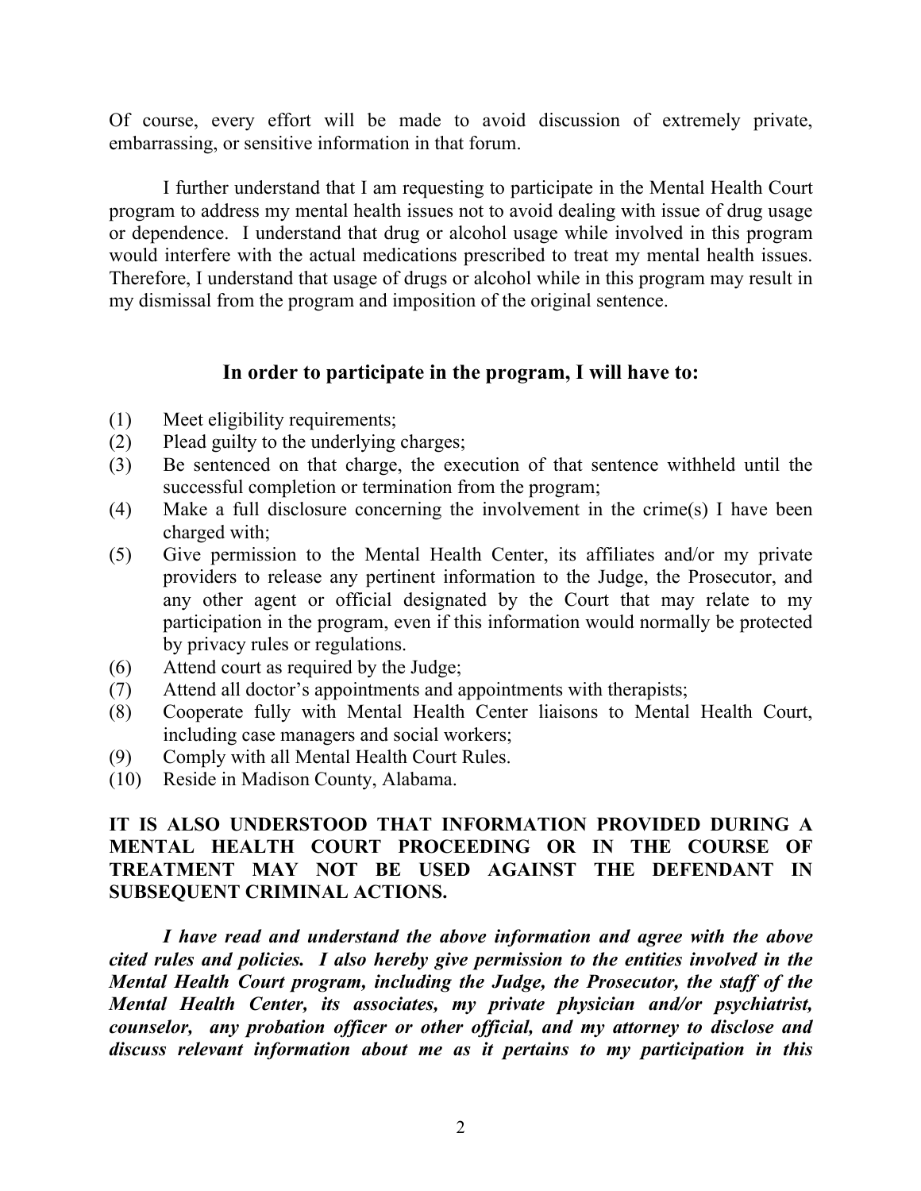Of course, every effort will be made to avoid discussion of extremely private, embarrassing, or sensitive information in that forum.

I further understand that I am requesting to participate in the Mental Health Court program to address my mental health issues not to avoid dealing with issue of drug usage or dependence. I understand that drug or alcohol usage while involved in this program would interfere with the actual medications prescribed to treat my mental health issues. Therefore, I understand that usage of drugs or alcohol while in this program may result in my dismissal from the program and imposition of the original sentence.

### In order to participate in the program, I will have to:

(1) Meet eligibility requirements;
(2) Plead guilty to the underlying charges;
(3) Be sentenced on that charge, the execution of that sentence withheld until the successful completion or termination from the program;
(4) Make a full disclosure concerning the involvement in the crime(s) I have been charged with;
(5) Give permission to the Mental Health Center, its affiliates and/or my private providers to release any pertinent information to the Judge, the Prosecutor, and any other agent or official designated by the Court that may relate to my participation in the program, even if this information would normally be protected by privacy rules or regulations.
(6) Attend court as required by the Judge;
(7) Attend all doctor's appointments and appointments with therapists;
(8) Cooperate fully with Mental Health Center liaisons to Mental Health Court, including case managers and social workers;
(9) Comply with all Mental Health Court Rules.
(10) Reside in Madison County, Alabama.

**IT IS ALSO UNDERSTOOD THAT INFORMATION PROVIDED DURING A MENTAL HEALTH COURT PROCEEDING OR IN THE COURSE OF TREATMENT MAY NOT BE USED AGAINST THE DEFENDANT IN SUBSEQUENT CRIMINAL ACTIONS.**

***I have read and understand the above information and agree with the above cited rules and policies. I also hereby give permission to the entities involved in the Mental Health Court program, including the Judge, the Prosecutor, the staff of the Mental Health Center, its associates, my private physician and/or psychiatrist, counselor, any probation officer or other official, and my attorney to disclose and discuss relevant information about me as it pertains to my participation in this***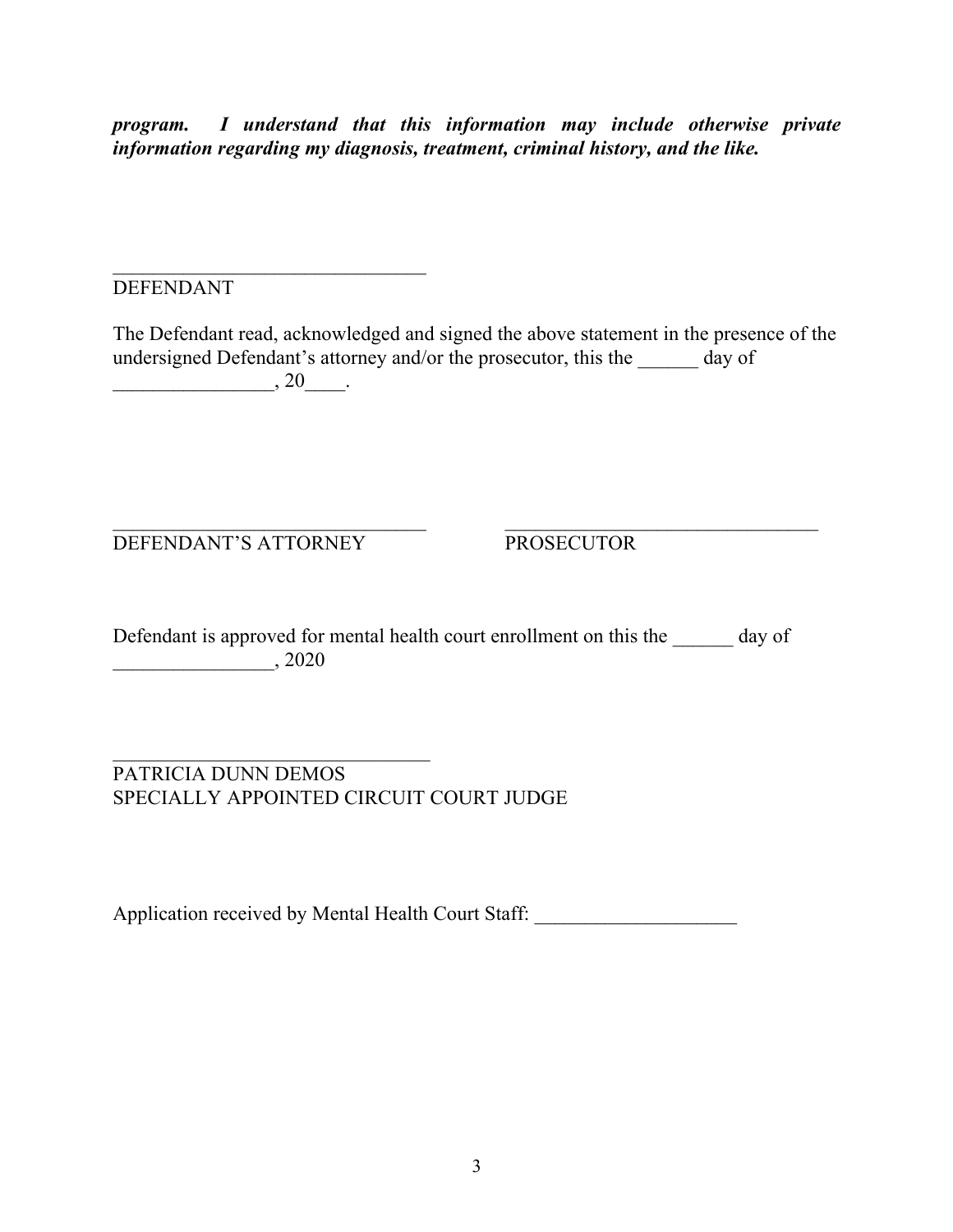***program. I understand that this information may include otherwise private information regarding my diagnosis, treatment, criminal history, and the like.***

\_\_\_\_\_\_\_\_\_\_\_\_\_\_\_\_\_\_\_\_\_\_\_\_\_\_\_\_\_\_\_\_
DEFENDANT

The Defendant read, acknowledged and signed the above statement in the presence of the undersigned Defendant's attorney and/or the prosecutor, this the \_\_\_\_\_\_ day of \_\_\_\_\_\_\_\_\_\_\_\_\_\_\_\_, 20\_\_\_\_.

\_\_\_\_\_\_\_\_\_\_\_\_\_\_\_\_\_\_\_\_\_\_\_\_\_\_\_\_\_\_\_\_
DEFENDANT'S ATTORNEY

\_\_\_\_\_\_\_\_\_\_\_\_\_\_\_\_\_\_\_\_\_\_\_\_\_\_\_\_\_\_\_\_
PROSECUTOR

Defendant is approved for mental health court enrollment on this the \_\_\_\_\_\_ day of \_\_\_\_\_\_\_\_\_\_\_\_\_\_\_\_, 2020

\_\_\_\_\_\_\_\_\_\_\_\_\_\_\_\_\_\_\_\_\_\_\_\_\_\_\_\_\_\_\_\_
PATRICIA DUNN DEMOS
SPECIALLY APPOINTED CIRCUIT COURT JUDGE

Application received by Mental Health Court Staff: \_\_\_\_\_\_\_\_\_\_\_\_\_\_\_\_\_\_\_\_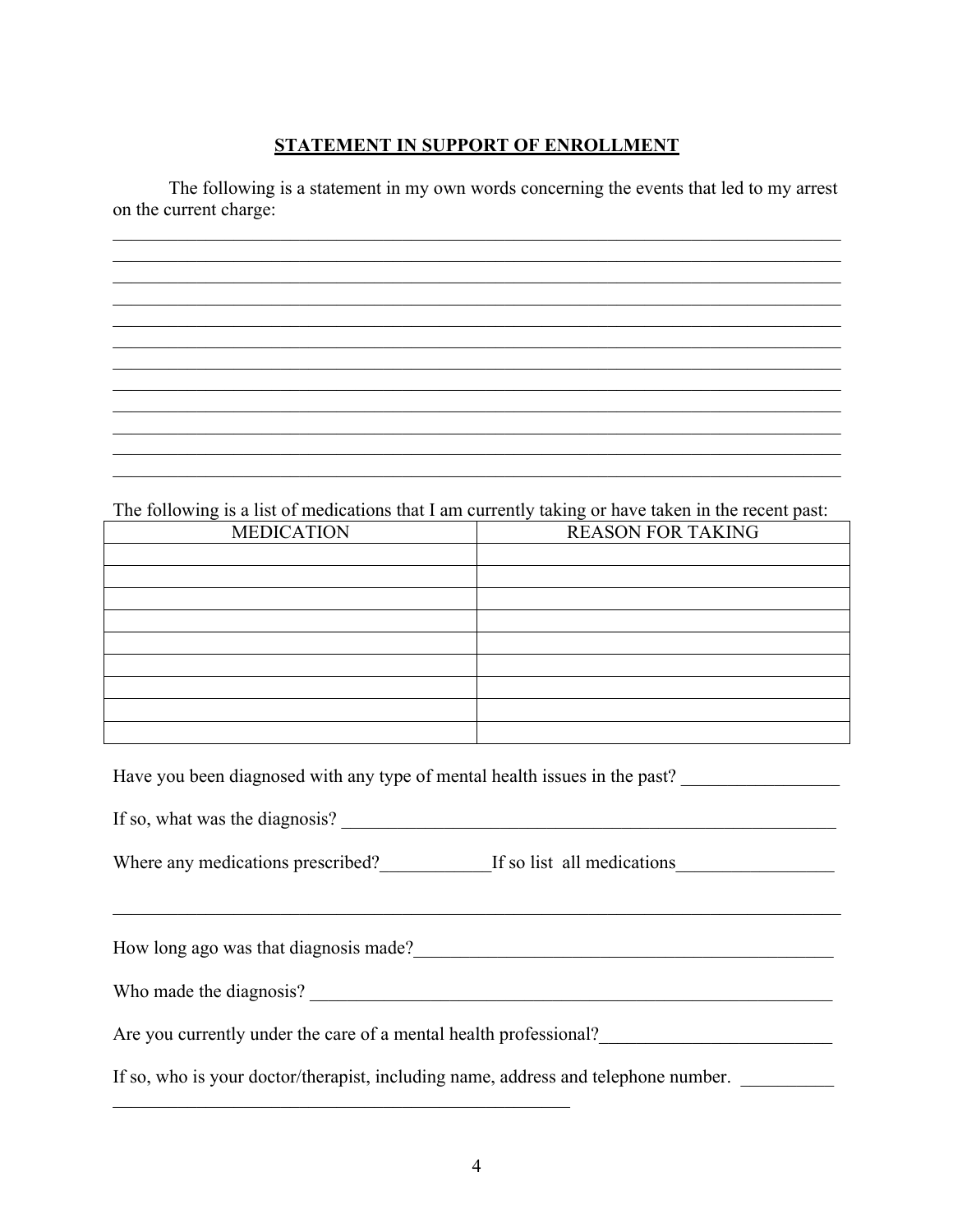## STATEMENT IN SUPPORT OF ENROLLMENT

The following is a statement in my own words concerning the events that led to my arrest on the current charge:

______________________________________________________________________________
______________________________________________________________________________
______________________________________________________________________________
______________________________________________________________________________
______________________________________________________________________________
______________________________________________________________________________
______________________________________________________________________________
______________________________________________________________________________
______________________________________________________________________________
______________________________________________________________________________
______________________________________________________________________________
______________________________________________________________________________

The following is a list of medications that I am currently taking or have taken in the recent past:

| MEDICATION | REASON FOR TAKING |
|---|---|
| | |
| | |
| | |
| | |
| | |
| | |
| | |
| | |
| | |

Have you been diagnosed with any type of mental health issues in the past? _________________

If so, what was the diagnosis? _______________________________________________________

Where any medications prescribed?____________If so list all medications_________________

______________________________________________________________________________

How long ago was that diagnosis made?_______________________________________________

Who made the diagnosis? __________________________________________________________

Are you currently under the care of a mental health professional?_________________________

If so, who is your doctor/therapist, including name, address and telephone number. __________
___________________________________________________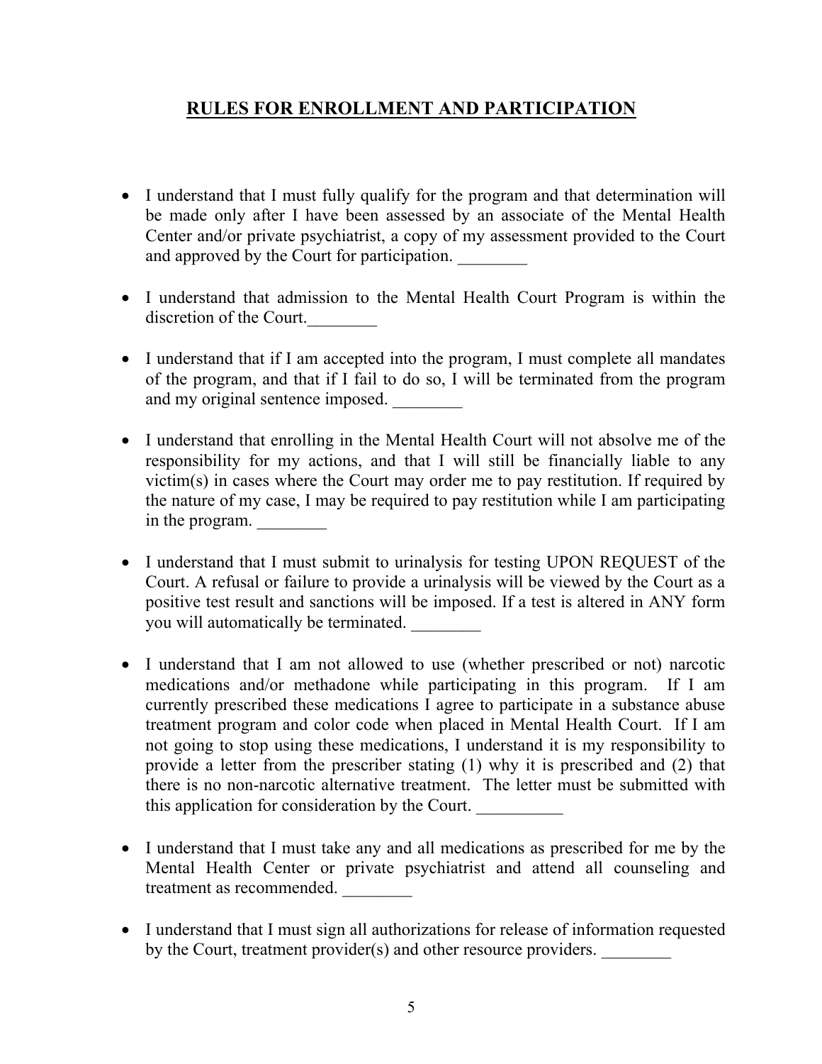## RULES FOR ENROLLMENT AND PARTICIPATION

- I understand that I must fully qualify for the program and that determination will be made only after I have been assessed by an associate of the Mental Health Center and/or private psychiatrist, a copy of my assessment provided to the Court and approved by the Court for participation. ________

- I understand that admission to the Mental Health Court Program is within the discretion of the Court.________

- I understand that if I am accepted into the program, I must complete all mandates of the program, and that if I fail to do so, I will be terminated from the program and my original sentence imposed. ________

- I understand that enrolling in the Mental Health Court will not absolve me of the responsibility for my actions, and that I will still be financially liable to any victim(s) in cases where the Court may order me to pay restitution. If required by the nature of my case, I may be required to pay restitution while I am participating in the program. ________

- I understand that I must submit to urinalysis for testing UPON REQUEST of the Court. A refusal or failure to provide a urinalysis will be viewed by the Court as a positive test result and sanctions will be imposed. If a test is altered in ANY form you will automatically be terminated. ________

- I understand that I am not allowed to use (whether prescribed or not) narcotic medications and/or methadone while participating in this program. If I am currently prescribed these medications I agree to participate in a substance abuse treatment program and color code when placed in Mental Health Court. If I am not going to stop using these medications, I understand it is my responsibility to provide a letter from the prescriber stating (1) why it is prescribed and (2) that there is no non-narcotic alternative treatment. The letter must be submitted with this application for consideration by the Court. __________

- I understand that I must take any and all medications as prescribed for me by the Mental Health Center or private psychiatrist and attend all counseling and treatment as recommended. ________

- I understand that I must sign all authorizations for release of information requested by the Court, treatment provider(s) and other resource providers. ________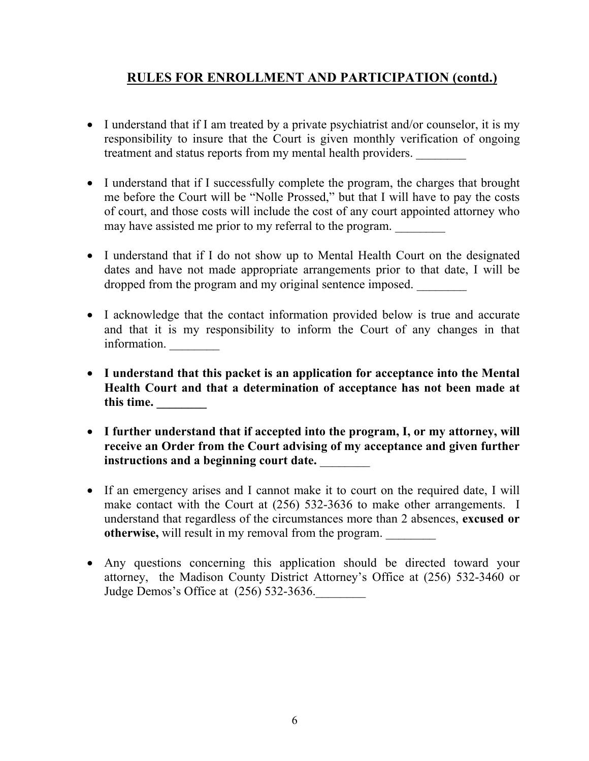## RULES FOR ENROLLMENT AND PARTICIPATION (contd.)

- I understand that if I am treated by a private psychiatrist and/or counselor, it is my responsibility to insure that the Court is given monthly verification of ongoing treatment and status reports from my mental health providers. ________

- I understand that if I successfully complete the program, the charges that brought me before the Court will be "Nolle Prossed," but that I will have to pay the costs of court, and those costs will include the cost of any court appointed attorney who may have assisted me prior to my referral to the program. ________

- I understand that if I do not show up to Mental Health Court on the designated dates and have not made appropriate arrangements prior to that date, I will be dropped from the program and my original sentence imposed. ________

- I acknowledge that the contact information provided below is true and accurate and that it is my responsibility to inform the Court of any changes in that information. ________

- **I understand that this packet is an application for acceptance into the Mental Health Court and that a determination of acceptance has not been made at this time. ________**

- **I further understand that if accepted into the program, I, or my attorney, will receive an Order from the Court advising of my acceptance and given further instructions and a beginning court date.** ________

- If an emergency arises and I cannot make it to court on the required date, I will make contact with the Court at (256) 532-3636 to make other arrangements. I understand that regardless of the circumstances more than 2 absences, **excused or otherwise,** will result in my removal from the program. ________

- Any questions concerning this application should be directed toward your attorney, the Madison County District Attorney's Office at (256) 532-3460 or Judge Demos's Office at (256) 532-3636.________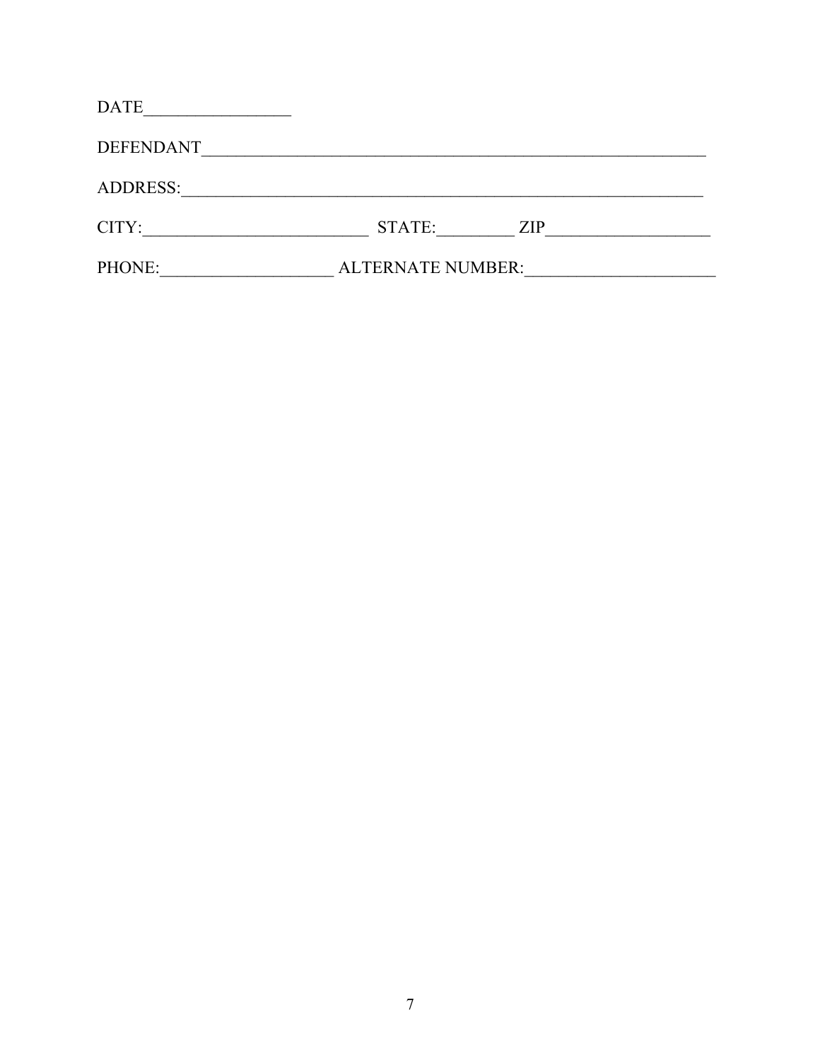DATE_________________

DEFENDANT____________________________________________________________

ADDRESS:______________________________________________________________

CITY:__________________________ STATE:_________ ZIP___________________

PHONE:____________________ ALTERNATE NUMBER:______________________